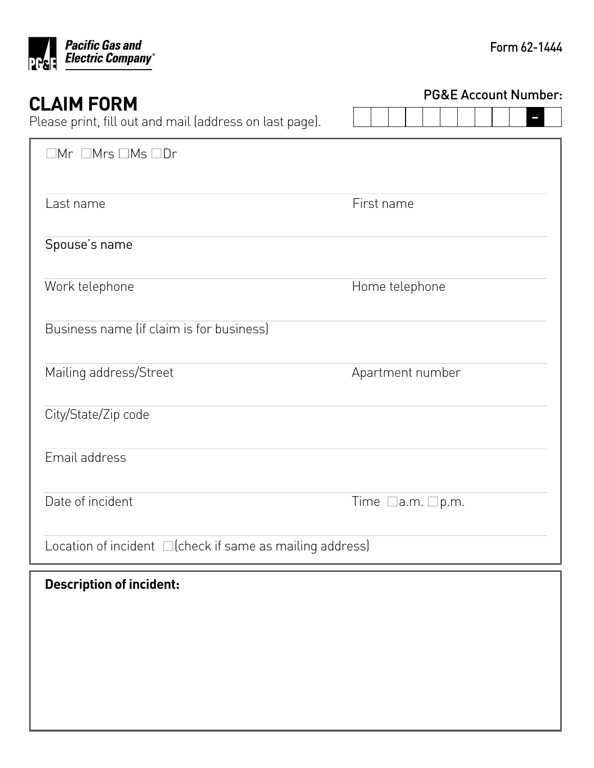Pacific Gas and Electric Company®

Form 62-1444

# CLAIM FORM

Please print, fill out and mail (address on last page).

PG&E Account Number: __________ – __

☐Mr ☐Mrs ☐Ms ☐Dr

Last name

First name

Spouse's name

Work telephone

Home telephone

Business name (if claim is for business)

Mailing address/Street

Apartment number

City/State/Zip code

Email address

Date of incident

Time ☐a.m. ☐p.m.

Location of incident ☐(check if same as mailing address)

**Description of incident:**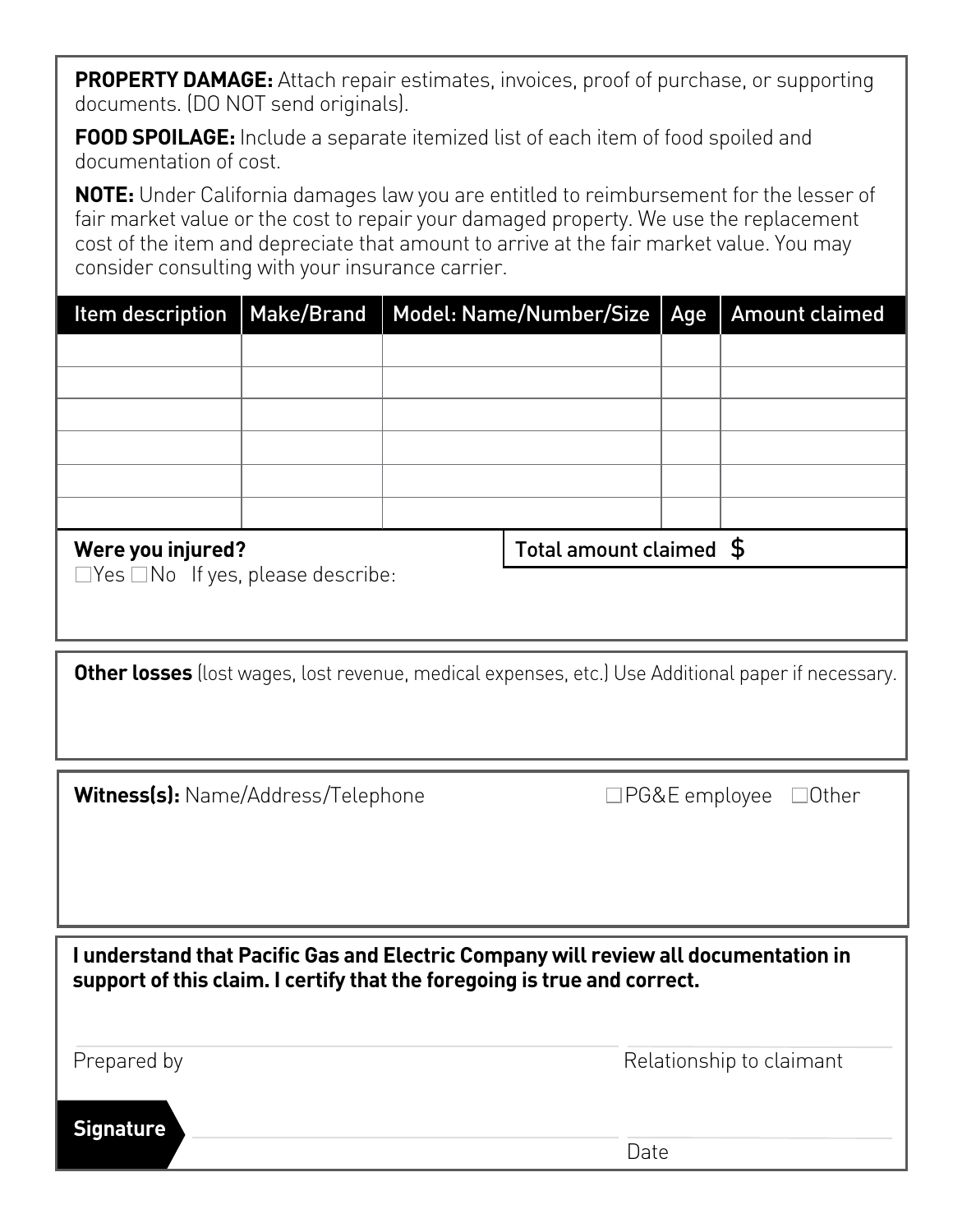**PROPERTY DAMAGE:** Attach repair estimates, invoices, proof of purchase, or supporting documents. (DO NOT send originals).

**FOOD SPOILAGE:** Include a separate itemized list of each item of food spoiled and documentation of cost.

**NOTE:** Under California damages law you are entitled to reimbursement for the lesser of fair market value or the cost to repair your damaged property. We use the replacement cost of the item and depreciate that amount to arrive at the fair market value. You may consider consulting with your insurance carrier.

| Item description | Make/Brand | Model: Name/Number/Size | Age | Amount claimed |
|---|---|---|---|---|
| | | | | |
| | | | | |
| | | | | |
| | | | | |
| | | | | |
| | | | | |

**Were you injured?**
☐Yes ☐No If yes, please describe:

**Total amount claimed** $

**Other losses** (lost wages, lost revenue, medical expenses, etc.) Use Additional paper if necessary.

**Witness(s):** Name/Address/Telephone ☐PG&E employee ☐Other

**I understand that Pacific Gas and Electric Company will review all documentation in support of this claim. I certify that the foregoing is true and correct.**

Prepared by ____________________ Relationship to claimant ____________________

**Signature** ____________________ Date ____________________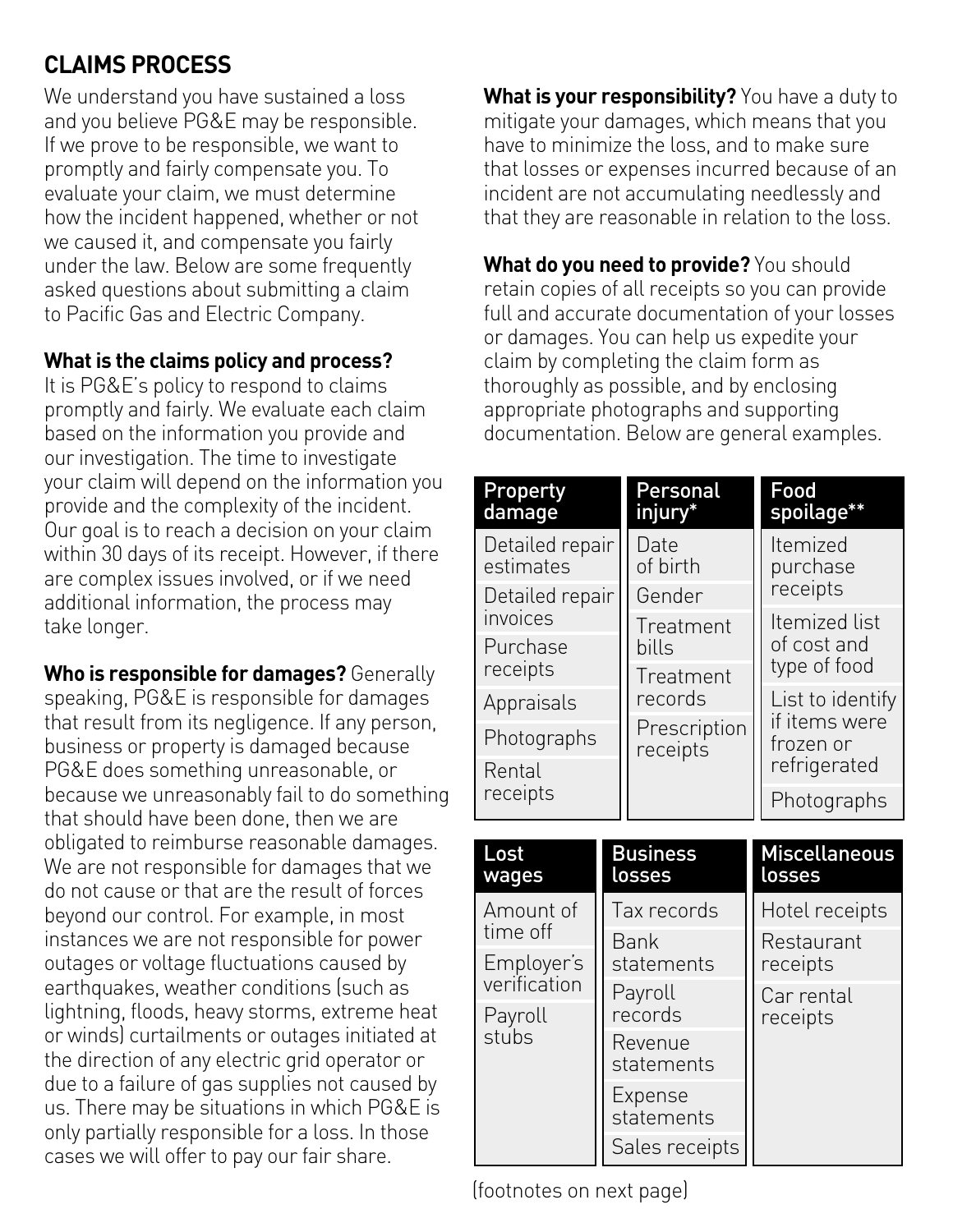## CLAIMS PROCESS

We understand you have sustained a loss and you believe PG&E may be responsible. If we prove to be responsible, we want to promptly and fairly compensate you. To evaluate your claim, we must determine how the incident happened, whether or not we caused it, and compensate you fairly under the law. Below are some frequently asked questions about submitting a claim to Pacific Gas and Electric Company.

**What is the claims policy and process?** It is PG&E's policy to respond to claims promptly and fairly. We evaluate each claim based on the information you provide and our investigation. The time to investigate your claim will depend on the information you provide and the complexity of the incident. Our goal is to reach a decision on your claim within 30 days of its receipt. However, if there are complex issues involved, or if we need additional information, the process may take longer.

**Who is responsible for damages?** Generally speaking, PG&E is responsible for damages that result from its negligence. If any person, business or property is damaged because PG&E does something unreasonable, or because we unreasonably fail to do something that should have been done, then we are obligated to reimburse reasonable damages. We are not responsible for damages that we do not cause or that are the result of forces beyond our control. For example, in most instances we are not responsible for power outages or voltage fluctuations caused by earthquakes, weather conditions (such as lightning, floods, heavy storms, extreme heat or winds) curtailments or outages initiated at the direction of any electric grid operator or due to a failure of gas supplies not caused by us. There may be situations in which PG&E is only partially responsible for a loss. In those cases we will offer to pay our fair share.

**What is your responsibility?** You have a duty to mitigate your damages, which means that you have to minimize the loss, and to make sure that losses or expenses incurred because of an incident are not accumulating needlessly and that they are reasonable in relation to the loss.

**What do you need to provide?** You should retain copies of all receipts so you can provide full and accurate documentation of your losses or damages. You can help us expedite your claim by completing the claim form as thoroughly as possible, and by enclosing appropriate photographs and supporting documentation. Below are general examples.

| Property damage | Personal injury* | Food spoilage** |
|---|---|---|
| Detailed repair estimates | Date of birth | Itemized purchase receipts |
| Detailed repair invoices | Gender | Itemized list of cost and type of food |
| Purchase receipts | Treatment bills | List to identify if items were frozen or refrigerated |
| Appraisals | Treatment records | Photographs |
| Photographs | Prescription receipts | |
| Rental receipts | | |

| Lost wages | Business losses | Miscellaneous losses |
|---|---|---|
| Amount of time off | Tax records | Hotel receipts |
| Employer's verification | Bank statements | Restaurant receipts |
| Payroll stubs | Payroll records | Car rental receipts |
| | Revenue statements | |
| | Expense statements | |
| | Sales receipts | |

(footnotes on next page)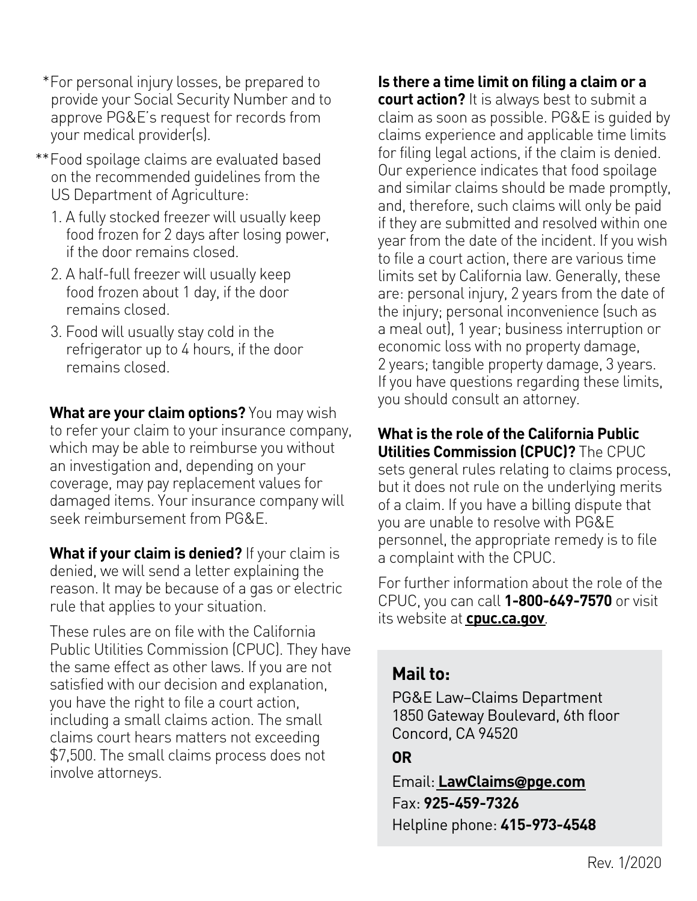*For personal injury losses, be prepared to provide your Social Security Number and to approve PG&E's request for records from your medical provider(s).

**Food spoilage claims are evaluated based on the recommended guidelines from the US Department of Agriculture:

1. A fully stocked freezer will usually keep food frozen for 2 days after losing power, if the door remains closed.
2. A half-full freezer will usually keep food frozen about 1 day, if the door remains closed.
3. Food will usually stay cold in the refrigerator up to 4 hours, if the door remains closed.

**What are your claim options?** You may wish to refer your claim to your insurance company, which may be able to reimburse you without an investigation and, depending on your coverage, may pay replacement values for damaged items. Your insurance company will seek reimbursement from PG&E.

**What if your claim is denied?** If your claim is denied, we will send a letter explaining the reason. It may be because of a gas or electric rule that applies to your situation.

These rules are on file with the California Public Utilities Commission (CPUC). They have the same effect as other laws. If you are not satisfied with our decision and explanation, you have the right to file a court action, including a small claims action. The small claims court hears matters not exceeding $7,500. The small claims process does not involve attorneys.

**Is there a time limit on filing a claim or a court action?** It is always best to submit a claim as soon as possible. PG&E is guided by claims experience and applicable time limits for filing legal actions, if the claim is denied. Our experience indicates that food spoilage and similar claims should be made promptly, and, therefore, such claims will only be paid if they are submitted and resolved within one year from the date of the incident. If you wish to file a court action, there are various time limits set by California law. Generally, these are: personal injury, 2 years from the date of the injury; personal inconvenience (such as a meal out), 1 year; business interruption or economic loss with no property damage, 2 years; tangible property damage, 3 years. If you have questions regarding these limits, you should consult an attorney.

**What is the role of the California Public Utilities Commission (CPUC)?** The CPUC sets general rules relating to claims process, but it does not rule on the underlying merits of a claim. If you have a billing dispute that you are unable to resolve with PG&E personnel, the appropriate remedy is to file a complaint with the CPUC.

For further information about the role of the CPUC, you can call **1-800-649-7570** or visit its website at **cpuc.ca.gov**.

## Mail to:

PG&E Law–Claims Department
1850 Gateway Boulevard, 6th floor
Concord, CA 94520

**OR**

Email: **LawClaims@pge.com**
Fax: **925-459-7326**
Helpline phone: **415-973-4548**

Rev. 1/2020